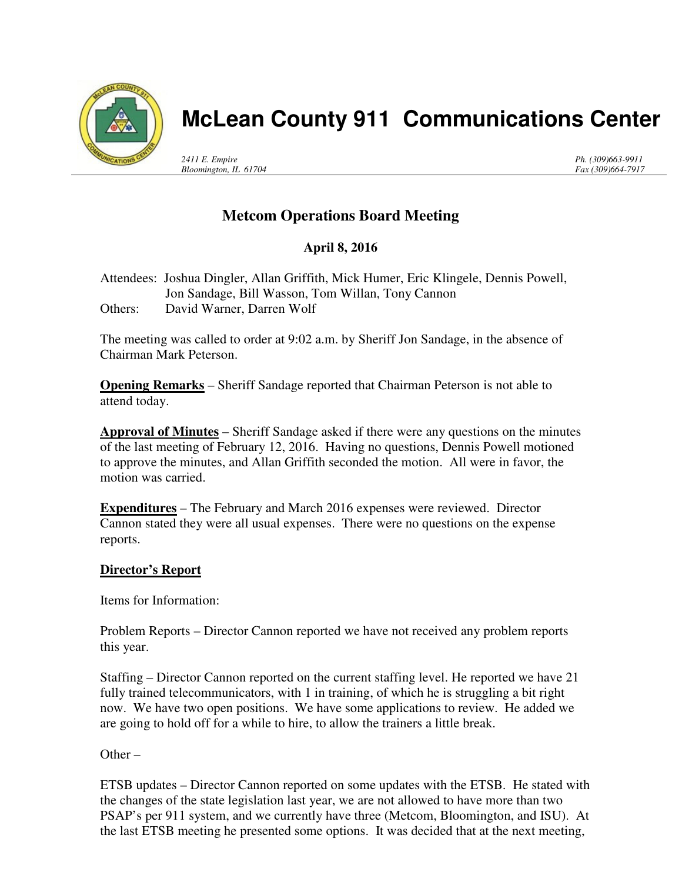# McLean County 911 Communications Center

*2411 E. Empire*
*Bloomington, IL 61704*

*Ph. (309)663-9911*
*Fax (309)664-7917*

## Metcom Operations Board Meeting

**April 8, 2016**

Attendees: Joshua Dingler, Allan Griffith, Mick Humer, Eric Klingele, Dennis Powell, Jon Sandage, Bill Wasson, Tom Willan, Tony Cannon
Others: David Warner, Darren Wolf

The meeting was called to order at 9:02 a.m. by Sheriff Jon Sandage, in the absence of Chairman Mark Peterson.

**Opening Remarks** – Sheriff Sandage reported that Chairman Peterson is not able to attend today.

**Approval of Minutes** – Sheriff Sandage asked if there were any questions on the minutes of the last meeting of February 12, 2016. Having no questions, Dennis Powell motioned to approve the minutes, and Allan Griffith seconded the motion. All were in favor, the motion was carried.

**Expenditures** – The February and March 2016 expenses were reviewed. Director Cannon stated they were all usual expenses. There were no questions on the expense reports.

**Director's Report**

Items for Information:

Problem Reports – Director Cannon reported we have not received any problem reports this year.

Staffing – Director Cannon reported on the current staffing level. He reported we have 21 fully trained telecommunicators, with 1 in training, of which he is struggling a bit right now. We have two open positions. We have some applications to review. He added we are going to hold off for a while to hire, to allow the trainers a little break.

Other –

ETSB updates – Director Cannon reported on some updates with the ETSB. He stated with the changes of the state legislation last year, we are not allowed to have more than two PSAP's per 911 system, and we currently have three (Metcom, Bloomington, and ISU). At the last ETSB meeting he presented some options. It was decided that at the next meeting,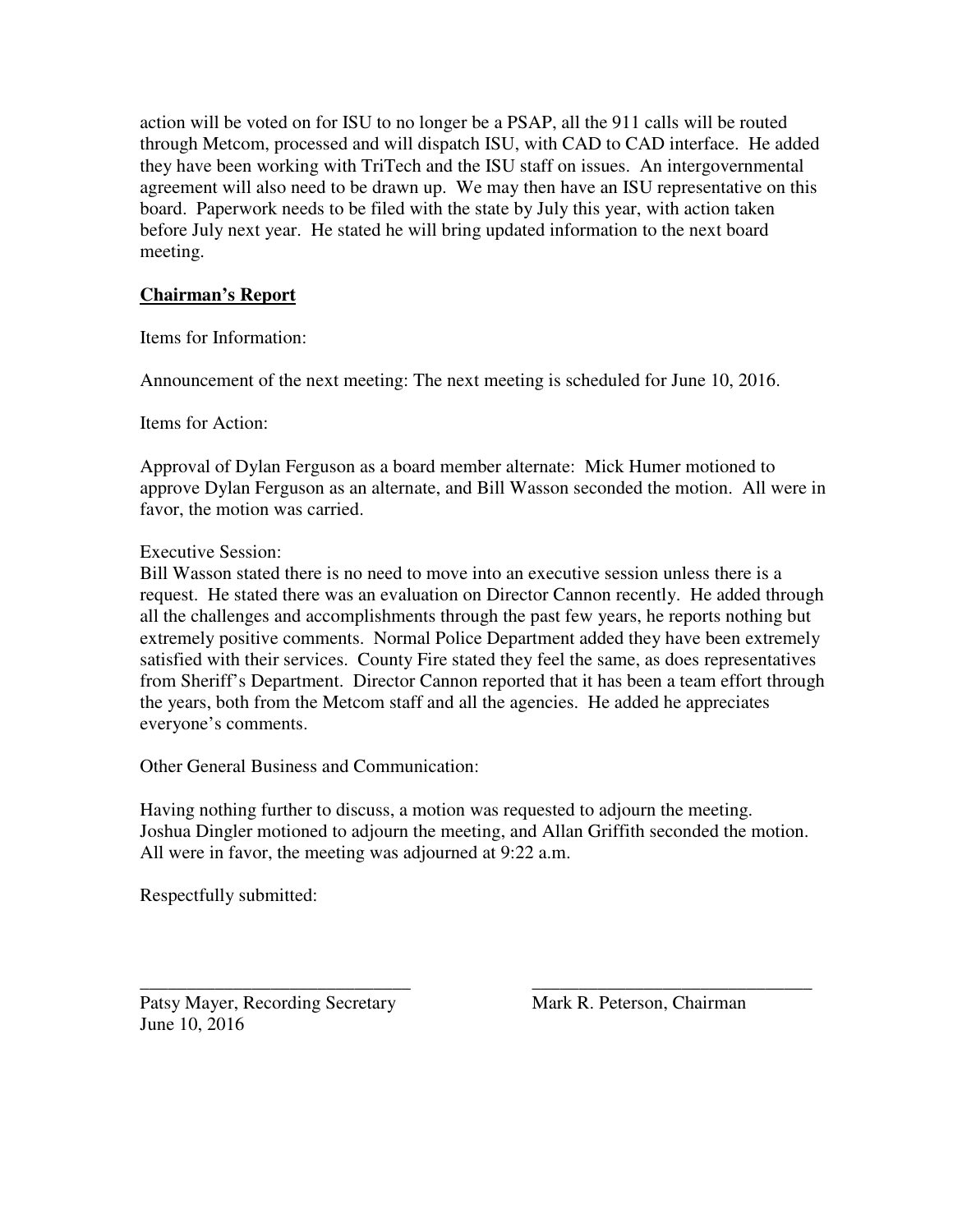action will be voted on for ISU to no longer be a PSAP, all the 911 calls will be routed through Metcom, processed and will dispatch ISU, with CAD to CAD interface. He added they have been working with TriTech and the ISU staff on issues. An intergovernmental agreement will also need to be drawn up. We may then have an ISU representative on this board. Paperwork needs to be filed with the state by July this year, with action taken before July next year. He stated he will bring updated information to the next board meeting.

**Chairman's Report**

Items for Information:

Announcement of the next meeting: The next meeting is scheduled for June 10, 2016.

Items for Action:

Approval of Dylan Ferguson as a board member alternate: Mick Humer motioned to approve Dylan Ferguson as an alternate, and Bill Wasson seconded the motion. All were in favor, the motion was carried.

Executive Session:
Bill Wasson stated there is no need to move into an executive session unless there is a request. He stated there was an evaluation on Director Cannon recently. He added through all the challenges and accomplishments through the past few years, he reports nothing but extremely positive comments. Normal Police Department added they have been extremely satisfied with their services. County Fire stated they feel the same, as does representatives from Sheriff's Department. Director Cannon reported that it has been a team effort through the years, both from the Metcom staff and all the agencies. He added he appreciates everyone's comments.

Other General Business and Communication:

Having nothing further to discuss, a motion was requested to adjourn the meeting. Joshua Dingler motioned to adjourn the meeting, and Allan Griffith seconded the motion. All were in favor, the meeting was adjourned at 9:22 a.m.

Respectfully submitted:

_____________________________ _____________________________

Patsy Mayer, Recording Secretary
June 10, 2016

Mark R. Peterson, Chairman